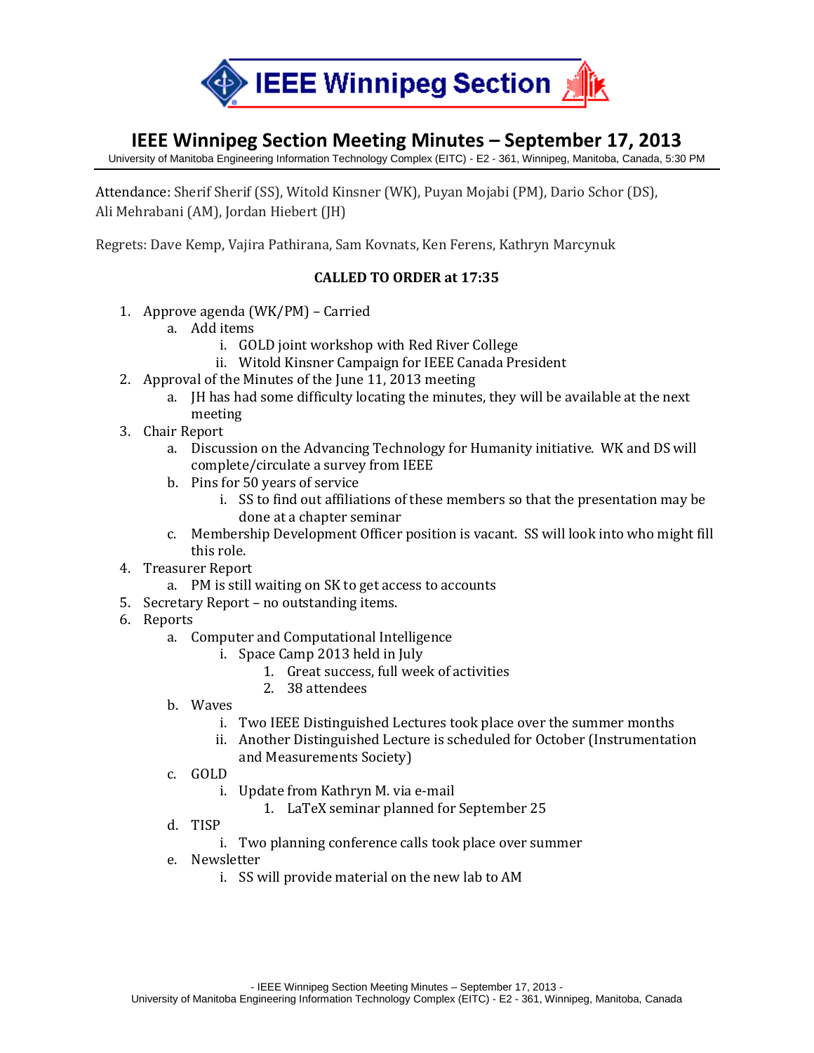# IEEE Winnipeg Section Meeting Minutes – September 17, 2013

University of Manitoba Engineering Information Technology Complex (EITC) - E2 - 361, Winnipeg, Manitoba, Canada, 5:30 PM

Attendance: Sherif Sherif (SS), Witold Kinsner (WK), Puyan Mojabi (PM), Dario Schor (DS), Ali Mehrabani (AM), Jordan Hiebert (JH)

Regrets: Dave Kemp, Vajira Pathirana, Sam Kovnats, Ken Ferens, Kathryn Marcynuk

**CALLED TO ORDER at 17:35**

1. Approve agenda (WK/PM) – Carried
    a. Add items
        i. GOLD joint workshop with Red River College
        ii. Witold Kinsner Campaign for IEEE Canada President
2. Approval of the Minutes of the June 11, 2013 meeting
    a. JH has had some difficulty locating the minutes, they will be available at the next meeting
3. Chair Report
    a. Discussion on the Advancing Technology for Humanity initiative. WK and DS will complete/circulate a survey from IEEE
    b. Pins for 50 years of service
        i. SS to find out affiliations of these members so that the presentation may be done at a chapter seminar
    c. Membership Development Officer position is vacant. SS will look into who might fill this role.
4. Treasurer Report
    a. PM is still waiting on SK to get access to accounts
5. Secretary Report – no outstanding items.
6. Reports
    a. Computer and Computational Intelligence
        i. Space Camp 2013 held in July
            1. Great success, full week of activities
            2. 38 attendees
    b. Waves
        i. Two IEEE Distinguished Lectures took place over the summer months
        ii. Another Distinguished Lecture is scheduled for October (Instrumentation and Measurements Society)
    c. GOLD
        i. Update from Kathryn M. via e-mail
            1. LaTeX seminar planned for September 25
    d. TISP
        i. Two planning conference calls took place over summer
    e. Newsletter
        i. SS will provide material on the new lab to AM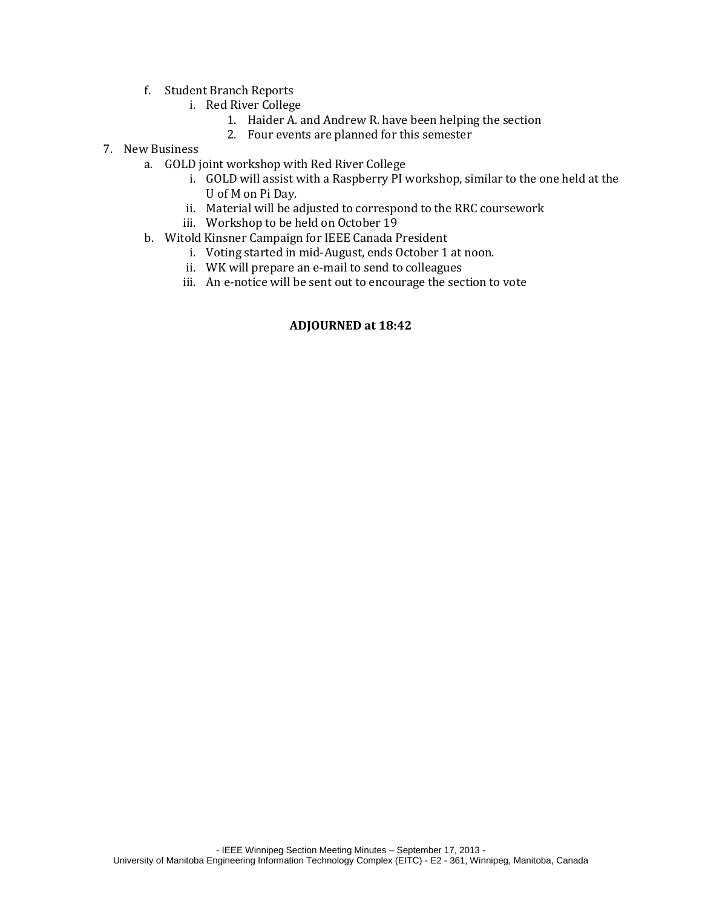f. Student Branch Reports
   i. Red River College
      1. Haider A. and Andrew R. have been helping the section
      2. Four events are planned for this semester

7. New Business
   a. GOLD joint workshop with Red River College
      i. GOLD will assist with a Raspberry PI workshop, similar to the one held at the U of M on Pi Day.
      ii. Material will be adjusted to correspond to the RRC coursework
      iii. Workshop to be held on October 19
   b. Witold Kinsner Campaign for IEEE Canada President
      i. Voting started in mid-August, ends October 1 at noon.
      ii. WK will prepare an e-mail to send to colleagues
      iii. An e-notice will be sent out to encourage the section to vote

**ADJOURNED at 18:42**